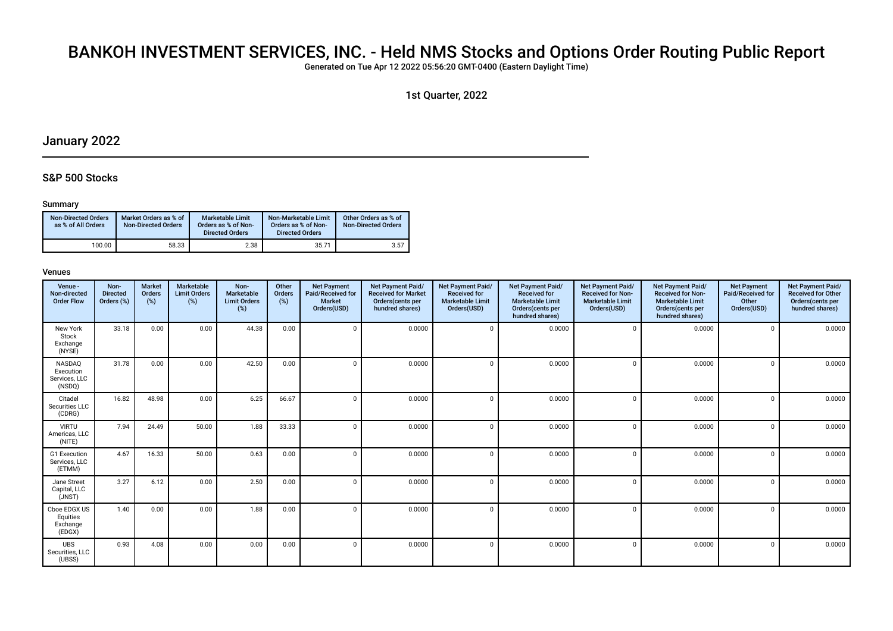# BANKOH INVESTMENT SERVICES, INC. - Held NMS Stocks and Options Order Routing Public Report

Generated on Tue Apr 12 2022 05:56:20 GMT-0400 (Eastern Daylight Time)

1st Quarter, 2022

## January 2022

### S&P 500 Stocks

#### Summary

| Non-Directed Orders as % of All Orders | Market Orders as % of Non-Directed Orders | Marketable Limit Orders as % of Non-Directed Orders | Non-Marketable Limit Orders as % of Non-Directed Orders | Other Orders as % of Non-Directed Orders |
|---|---|---|---|---|
| 100.00 | 58.33 | 2.38 | 35.71 | 3.57 |

#### Venues

| Venue - Non-directed Order Flow | Non-Directed Orders (%) | Market Orders (%) | Marketable Limit Orders (%) | Non-Marketable Limit Orders (%) | Other Orders (%) | Net Payment Paid/Received for Market Orders(USD) | Net Payment Paid/Received for Market Orders(cents per hundred shares) | Net Payment Paid/Received for Marketable Limit Orders(USD) | Net Payment Paid/Received for Marketable Limit Orders(cents per hundred shares) | Net Payment Paid/Received for Non-Marketable Limit Orders(USD) | Net Payment Paid/Received for Non-Marketable Limit Orders(cents per hundred shares) | Net Payment Paid/Received for Other Orders(USD) | Net Payment Paid/Received for Other Orders(cents per hundred shares) |
|---|---|---|---|---|---|---|---|---|---|---|---|---|---|
| New York Stock Exchange (NYSE) | 33.18 | 0.00 | 0.00 | 44.38 | 0.00 | 0 | 0.0000 | 0 | 0.0000 | 0 | 0.0000 | 0 | 0.0000 |
| NASDAQ Execution Services, LLC (NSDQ) | 31.78 | 0.00 | 0.00 | 42.50 | 0.00 | 0 | 0.0000 | 0 | 0.0000 | 0 | 0.0000 | 0 | 0.0000 |
| Citadel Securities LLC (CDRG) | 16.82 | 48.98 | 0.00 | 6.25 | 66.67 | 0 | 0.0000 | 0 | 0.0000 | 0 | 0.0000 | 0 | 0.0000 |
| VIRTU Americas, LLC (NITE) | 7.94 | 24.49 | 50.00 | 1.88 | 33.33 | 0 | 0.0000 | 0 | 0.0000 | 0 | 0.0000 | 0 | 0.0000 |
| G1 Execution Services, LLC (ETMM) | 4.67 | 16.33 | 50.00 | 0.63 | 0.00 | 0 | 0.0000 | 0 | 0.0000 | 0 | 0.0000 | 0 | 0.0000 |
| Jane Street Capital, LLC (JNST) | 3.27 | 6.12 | 0.00 | 2.50 | 0.00 | 0 | 0.0000 | 0 | 0.0000 | 0 | 0.0000 | 0 | 0.0000 |
| Cboe EDGX US Equities Exchange (EDGX) | 1.40 | 0.00 | 0.00 | 1.88 | 0.00 | 0 | 0.0000 | 0 | 0.0000 | 0 | 0.0000 | 0 | 0.0000 |
| UBS Securities, LLC (UBSS) | 0.93 | 4.08 | 0.00 | 0.00 | 0.00 | 0 | 0.0000 | 0 | 0.0000 | 0 | 0.0000 | 0 | 0.0000 |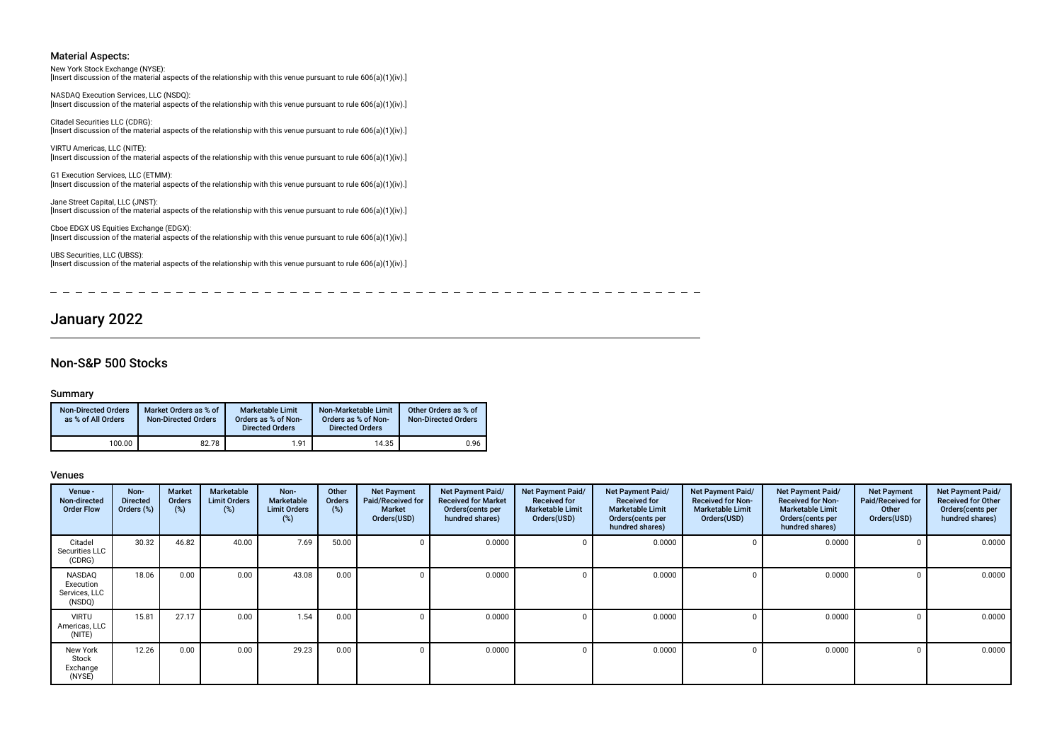### Material Aspects:

New York Stock Exchange (NYSE):
[Insert discussion of the material aspects of the relationship with this venue pursuant to rule 606(a)(1)(iv).]

NASDAQ Execution Services, LLC (NSDQ):
[Insert discussion of the material aspects of the relationship with this venue pursuant to rule 606(a)(1)(iv).]

Citadel Securities LLC (CDRG):
[Insert discussion of the material aspects of the relationship with this venue pursuant to rule 606(a)(1)(iv).]

VIRTU Americas, LLC (NITE):
[Insert discussion of the material aspects of the relationship with this venue pursuant to rule 606(a)(1)(iv).]

G1 Execution Services, LLC (ETMM):
[Insert discussion of the material aspects of the relationship with this venue pursuant to rule 606(a)(1)(iv).]

Jane Street Capital, LLC (JNST):
[Insert discussion of the material aspects of the relationship with this venue pursuant to rule 606(a)(1)(iv).]

Cboe EDGX US Equities Exchange (EDGX):
[Insert discussion of the material aspects of the relationship with this venue pursuant to rule 606(a)(1)(iv).]

UBS Securities, LLC (UBSS):
[Insert discussion of the material aspects of the relationship with this venue pursuant to rule 606(a)(1)(iv).]

# January 2022

## Non-S&P 500 Stocks

### Summary

| Non-Directed Orders as % of All Orders | Market Orders as % of Non-Directed Orders | Marketable Limit Orders as % of Non-Directed Orders | Non-Marketable Limit Orders as % of Non-Directed Orders | Other Orders as % of Non-Directed Orders |
|---|---|---|---|---|
| 100.00 | 82.78 | 1.91 | 14.35 | 0.96 |

### Venues

| Venue - Non-directed Order Flow | Non-Directed Orders (%) | Market Orders (%) | Marketable Limit Orders (%) | Non-Marketable Limit Orders (%) | Other Orders (%) | Net Payment Paid/Received for Market Orders(USD) | Net Payment Paid/Received for Market Orders(cents per hundred shares) | Net Payment Paid/Received for Marketable Limit Orders(USD) | Net Payment Paid/Received for Marketable Limit Orders(cents per hundred shares) | Net Payment Paid/Received for Non-Marketable Limit Orders(USD) | Net Payment Paid/Received for Non-Marketable Limit Orders(cents per hundred shares) | Net Payment Paid/Received for Other Orders(USD) | Net Payment Paid/Received for Other Orders(cents per hundred shares) |
|---|---|---|---|---|---|---|---|---|---|---|---|---|---|
| Citadel Securities LLC (CDRG) | 30.32 | 46.82 | 40.00 | 7.69 | 50.00 | 0 | 0.0000 | 0 | 0.0000 | 0 | 0.0000 | 0 | 0.0000 |
| NASDAQ Execution Services, LLC (NSDQ) | 18.06 | 0.00 | 0.00 | 43.08 | 0.00 | 0 | 0.0000 | 0 | 0.0000 | 0 | 0.0000 | 0 | 0.0000 |
| VIRTU Americas, LLC (NITE) | 15.81 | 27.17 | 0.00 | 1.54 | 0.00 | 0 | 0.0000 | 0 | 0.0000 | 0 | 0.0000 | 0 | 0.0000 |
| New York Stock Exchange (NYSE) | 12.26 | 0.00 | 0.00 | 29.23 | 0.00 | 0 | 0.0000 | 0 | 0.0000 | 0 | 0.0000 | 0 | 0.0000 |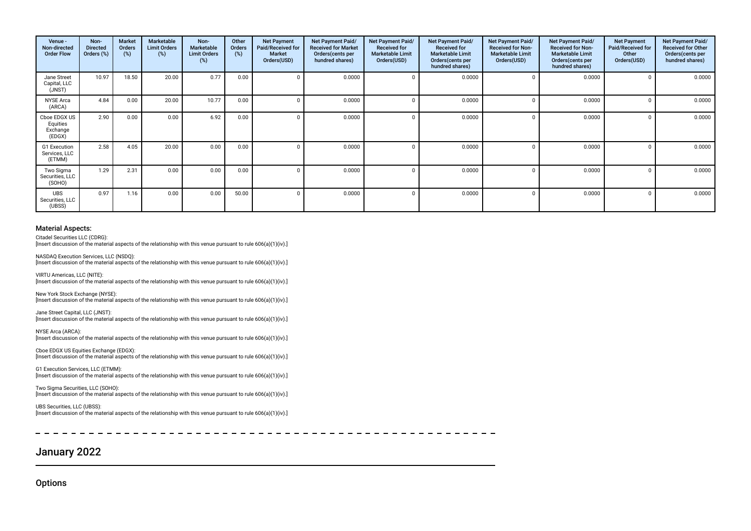| Venue - Non-directed Order Flow | Non-Directed Orders (%) | Market Orders (%) | Marketable Limit Orders (%) | Non-Marketable Limit Orders (%) | Other Orders (%) | Net Payment Paid/Received for Market Orders(USD) | Net Payment Paid/ Received for Market Orders(cents per hundred shares) | Net Payment Paid/ Received for Marketable Limit Orders(USD) | Net Payment Paid/ Received for Marketable Limit Orders(cents per hundred shares) | Net Payment Paid/ Received for Non-Marketable Limit Orders(USD) | Net Payment Paid/ Received for Non-Marketable Limit Orders(cents per hundred shares) | Net Payment Paid/Received for Other Orders(USD) | Net Payment Paid/ Received for Other Orders(cents per hundred shares) |
|---|---|---|---|---|---|---|---|---|---|---|---|---|---|
| Jane Street Capital, LLC (JNST) | 10.97 | 18.50 | 20.00 | 0.77 | 0.00 | 0 | 0.0000 | 0 | 0.0000 | 0 | 0.0000 | 0 | 0.0000 |
| NYSE Arca (ARCA) | 4.84 | 0.00 | 20.00 | 10.77 | 0.00 | 0 | 0.0000 | 0 | 0.0000 | 0 | 0.0000 | 0 | 0.0000 |
| Cboe EDGX US Equities Exchange (EDGX) | 2.90 | 0.00 | 0.00 | 6.92 | 0.00 | 0 | 0.0000 | 0 | 0.0000 | 0 | 0.0000 | 0 | 0.0000 |
| G1 Execution Services, LLC (ETMM) | 2.58 | 4.05 | 20.00 | 0.00 | 0.00 | 0 | 0.0000 | 0 | 0.0000 | 0 | 0.0000 | 0 | 0.0000 |
| Two Sigma Securities, LLC (SOHO) | 1.29 | 2.31 | 0.00 | 0.00 | 0.00 | 0 | 0.0000 | 0 | 0.0000 | 0 | 0.0000 | 0 | 0.0000 |
| UBS Securities, LLC (UBSS) | 0.97 | 1.16 | 0.00 | 0.00 | 50.00 | 0 | 0.0000 | 0 | 0.0000 | 0 | 0.0000 | 0 | 0.0000 |

### Material Aspects:

Citadel Securities LLC (CDRG):
[Insert discussion of the material aspects of the relationship with this venue pursuant to rule 606(a)(1)(iv).]

NASDAQ Execution Services, LLC (NSDQ):
[Insert discussion of the material aspects of the relationship with this venue pursuant to rule 606(a)(1)(iv).]

VIRTU Americas, LLC (NITE):
[Insert discussion of the material aspects of the relationship with this venue pursuant to rule 606(a)(1)(iv).]

New York Stock Exchange (NYSE):
[Insert discussion of the material aspects of the relationship with this venue pursuant to rule 606(a)(1)(iv).]

Jane Street Capital, LLC (JNST):
[Insert discussion of the material aspects of the relationship with this venue pursuant to rule 606(a)(1)(iv).]

NYSE Arca (ARCA):
[Insert discussion of the material aspects of the relationship with this venue pursuant to rule 606(a)(1)(iv).]

Cboe EDGX US Equities Exchange (EDGX):
[Insert discussion of the material aspects of the relationship with this venue pursuant to rule 606(a)(1)(iv).]

G1 Execution Services, LLC (ETMM):
[Insert discussion of the material aspects of the relationship with this venue pursuant to rule 606(a)(1)(iv).]

Two Sigma Securities, LLC (SOHO):
[Insert discussion of the material aspects of the relationship with this venue pursuant to rule 606(a)(1)(iv).]

UBS Securities, LLC (UBSS):
[Insert discussion of the material aspects of the relationship with this venue pursuant to rule 606(a)(1)(iv).]

## January 2022

### Options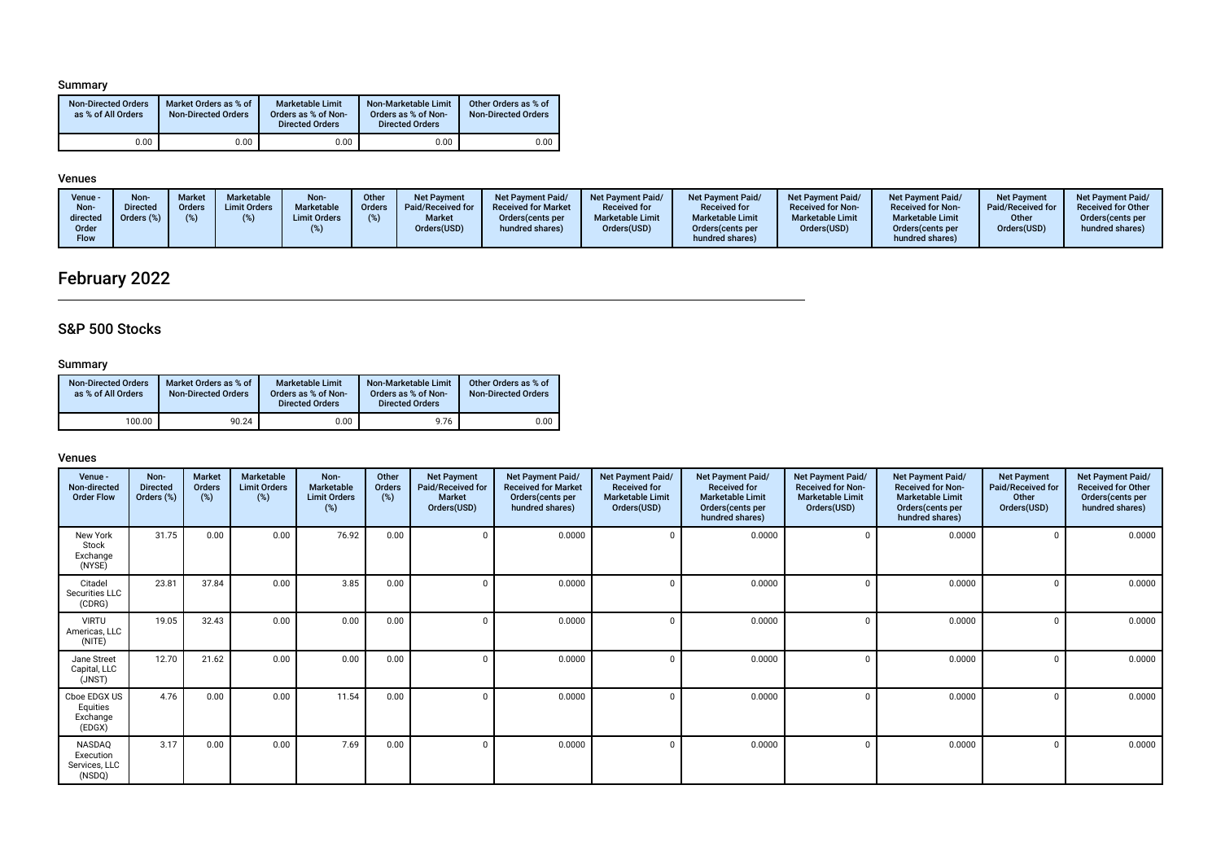### Summary

| Non-Directed Orders as % of All Orders | Market Orders as % of Non-Directed Orders | Marketable Limit Orders as % of Non-Directed Orders | Non-Marketable Limit Orders as % of Non-Directed Orders | Other Orders as % of Non-Directed Orders |
|---|---|---|---|---|
| 0.00 | 0.00 | 0.00 | 0.00 | 0.00 |

### Venues

| Venue - Non-directed Order Flow | Non-Directed Orders (%) | Market Orders (%) | Marketable Limit Orders (%) | Non-Marketable Limit Orders (%) | Other Orders (%) | Net Payment Paid/Received for Market Orders(USD) | Net Payment Paid/Received for Market Orders(cents per hundred shares) | Net Payment Paid/Received for Marketable Limit Orders(USD) | Net Payment Paid/Received for Marketable Limit Orders(cents per hundred shares) | Net Payment Paid/Received for Non-Marketable Limit Orders(USD) | Net Payment Paid/Received for Non-Marketable Limit Orders(cents per hundred shares) | Net Payment Paid/Received for Other Orders(USD) | Net Payment Paid/Received for Other Orders(cents per hundred shares) |
|---|---|---|---|---|---|---|---|---|---|---|---|---|---|

# February 2022

## S&P 500 Stocks

### Summary

| Non-Directed Orders as % of All Orders | Market Orders as % of Non-Directed Orders | Marketable Limit Orders as % of Non-Directed Orders | Non-Marketable Limit Orders as % of Non-Directed Orders | Other Orders as % of Non-Directed Orders |
|---|---|---|---|---|
| 100.00 | 90.24 | 0.00 | 9.76 | 0.00 |

### Venues

| Venue - Non-directed Order Flow | Non-Directed Orders (%) | Market Orders (%) | Marketable Limit Orders (%) | Non-Marketable Limit Orders (%) | Other Orders (%) | Net Payment Paid/Received for Market Orders(USD) | Net Payment Paid/Received for Market Orders(cents per hundred shares) | Net Payment Paid/Received for Marketable Limit Orders(USD) | Net Payment Paid/Received for Marketable Limit Orders(cents per hundred shares) | Net Payment Paid/Received for Non-Marketable Limit Orders(USD) | Net Payment Paid/Received for Non-Marketable Limit Orders(cents per hundred shares) | Net Payment Paid/Received for Other Orders(USD) | Net Payment Paid/Received for Other Orders(cents per hundred shares) |
|---|---|---|---|---|---|---|---|---|---|---|---|---|---|
| New York Stock Exchange (NYSE) | 31.75 | 0.00 | 0.00 | 76.92 | 0.00 | 0 | 0.0000 | 0 | 0.0000 | 0 | 0.0000 | 0 | 0.0000 |
| Citadel Securities LLC (CDRG) | 23.81 | 37.84 | 0.00 | 3.85 | 0.00 | 0 | 0.0000 | 0 | 0.0000 | 0 | 0.0000 | 0 | 0.0000 |
| VIRTU Americas, LLC (NITE) | 19.05 | 32.43 | 0.00 | 0.00 | 0.00 | 0 | 0.0000 | 0 | 0.0000 | 0 | 0.0000 | 0 | 0.0000 |
| Jane Street Capital, LLC (JNST) | 12.70 | 21.62 | 0.00 | 0.00 | 0.00 | 0 | 0.0000 | 0 | 0.0000 | 0 | 0.0000 | 0 | 0.0000 |
| Cboe EDGX US Equities Exchange (EDGX) | 4.76 | 0.00 | 0.00 | 11.54 | 0.00 | 0 | 0.0000 | 0 | 0.0000 | 0 | 0.0000 | 0 | 0.0000 |
| NASDAQ Execution Services, LLC (NSDQ) | 3.17 | 0.00 | 0.00 | 7.69 | 0.00 | 0 | 0.0000 | 0 | 0.0000 | 0 | 0.0000 | 0 | 0.0000 |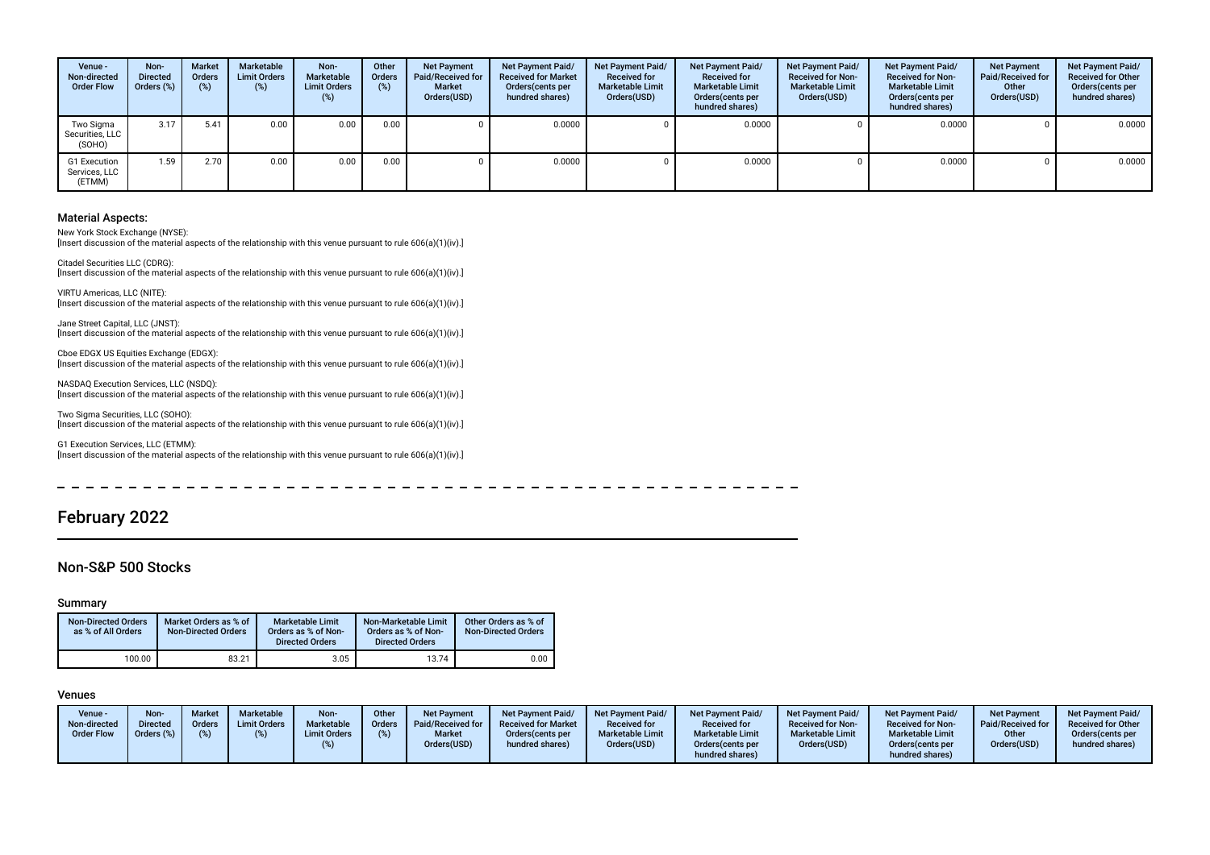| Venue - Non-directed Order Flow | Non-Directed Orders (%) | Market Orders (%) | Marketable Limit Orders (%) | Non-Marketable Limit Orders (%) | Other Orders (%) | Net Payment Paid/Received for Market Orders(USD) | Net Payment Paid/ Received for Market Orders(cents per hundred shares) | Net Payment Paid/ Received for Marketable Limit Orders(USD) | Net Payment Paid/ Received for Marketable Limit Orders(cents per hundred shares) | Net Payment Paid/ Received for Non-Marketable Limit Orders(USD) | Net Payment Paid/ Received for Non-Marketable Limit Orders(cents per hundred shares) | Net Payment Paid/Received for Other Orders(USD) | Net Payment Paid/ Received for Other Orders(cents per hundred shares) |
|---|---|---|---|---|---|---|---|---|---|---|---|---|---|
| Two Sigma Securities, LLC (SOHO) | 3.17 | 5.41 | 0.00 | 0.00 | 0.00 | 0 | 0.0000 | 0 | 0.0000 | 0 | 0.0000 | 0 | 0.0000 |
| G1 Execution Services, LLC (ETMM) | 1.59 | 2.70 | 0.00 | 0.00 | 0.00 | 0 | 0.0000 | 0 | 0.0000 | 0 | 0.0000 | 0 | 0.0000 |

### Material Aspects:

New York Stock Exchange (NYSE):
[Insert discussion of the material aspects of the relationship with this venue pursuant to rule 606(a)(1)(iv).]

Citadel Securities LLC (CDRG):
[Insert discussion of the material aspects of the relationship with this venue pursuant to rule 606(a)(1)(iv).]

VIRTU Americas, LLC (NITE):
[Insert discussion of the material aspects of the relationship with this venue pursuant to rule 606(a)(1)(iv).]

Jane Street Capital, LLC (JNST):
[Insert discussion of the material aspects of the relationship with this venue pursuant to rule 606(a)(1)(iv).]

Cboe EDGX US Equities Exchange (EDGX):
[Insert discussion of the material aspects of the relationship with this venue pursuant to rule 606(a)(1)(iv).]

NASDAQ Execution Services, LLC (NSDQ):
[Insert discussion of the material aspects of the relationship with this venue pursuant to rule 606(a)(1)(iv).]

Two Sigma Securities, LLC (SOHO):
[Insert discussion of the material aspects of the relationship with this venue pursuant to rule 606(a)(1)(iv).]

G1 Execution Services, LLC (ETMM):
[Insert discussion of the material aspects of the relationship with this venue pursuant to rule 606(a)(1)(iv).]

# February 2022

## Non-S&P 500 Stocks

### Summary

| Non-Directed Orders as % of All Orders | Market Orders as % of Non-Directed Orders | Marketable Limit Orders as % of Non-Directed Orders | Non-Marketable Limit Orders as % of Non-Directed Orders | Other Orders as % of Non-Directed Orders |
|---|---|---|---|---|
| 100.00 | 83.21 | 3.05 | 13.74 | 0.00 |

### Venues

| Venue - Non-directed Order Flow | Non-Directed Orders (%) | Market Orders (%) | Marketable Limit Orders (%) | Non-Marketable Limit Orders (%) | Other Orders (%) | Net Payment Paid/Received for Market Orders(USD) | Net Payment Paid/ Received for Market Orders(cents per hundred shares) | Net Payment Paid/ Received for Marketable Limit Orders(USD) | Net Payment Paid/ Received for Marketable Limit Orders(cents per hundred shares) | Net Payment Paid/ Received for Non-Marketable Limit Orders(USD) | Net Payment Paid/ Received for Non-Marketable Limit Orders(cents per hundred shares) | Net Payment Paid/Received for Other Orders(USD) | Net Payment Paid/ Received for Other Orders(cents per hundred shares) |
|---|---|---|---|---|---|---|---|---|---|---|---|---|---|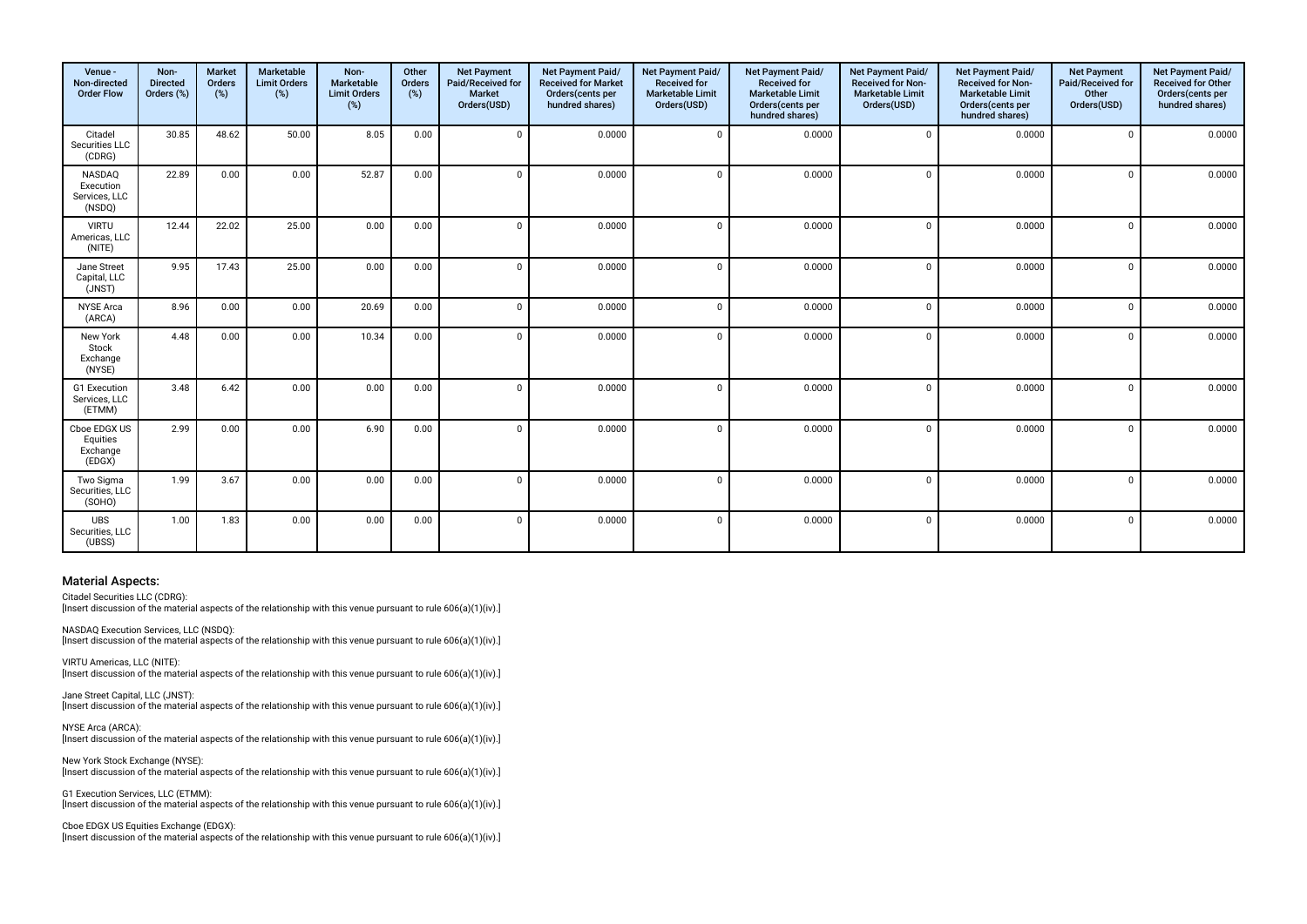| Venue - Non-directed Order Flow | Non-Directed Orders (%) | Market Orders (%) | Marketable Limit Orders (%) | Non-Marketable Limit Orders (%) | Other Orders (%) | Net Payment Paid/Received for Market Orders(USD) | Net Payment Paid/ Received for Market Orders(cents per hundred shares) | Net Payment Paid/ Received for Marketable Limit Orders(USD) | Net Payment Paid/ Received for Marketable Limit Orders(cents per hundred shares) | Net Payment Paid/ Received for Non-Marketable Limit Orders(USD) | Net Payment Paid/ Received for Non-Marketable Limit Orders(cents per hundred shares) | Net Payment Paid/Received for Other Orders(USD) | Net Payment Paid/ Received for Other Orders(cents per hundred shares) |
|---|---|---|---|---|---|---|---|---|---|---|---|---|---|
| Citadel Securities LLC (CDRG) | 30.85 | 48.62 | 50.00 | 8.05 | 0.00 | 0 | 0.0000 | 0 | 0.0000 | 0 | 0.0000 | 0 | 0.0000 |
| NASDAQ Execution Services, LLC (NSDQ) | 22.89 | 0.00 | 0.00 | 52.87 | 0.00 | 0 | 0.0000 | 0 | 0.0000 | 0 | 0.0000 | 0 | 0.0000 |
| VIRTU Americas, LLC (NITE) | 12.44 | 22.02 | 25.00 | 0.00 | 0.00 | 0 | 0.0000 | 0 | 0.0000 | 0 | 0.0000 | 0 | 0.0000 |
| Jane Street Capital, LLC (JNST) | 9.95 | 17.43 | 25.00 | 0.00 | 0.00 | 0 | 0.0000 | 0 | 0.0000 | 0 | 0.0000 | 0 | 0.0000 |
| NYSE Arca (ARCA) | 8.96 | 0.00 | 0.00 | 20.69 | 0.00 | 0 | 0.0000 | 0 | 0.0000 | 0 | 0.0000 | 0 | 0.0000 |
| New York Stock Exchange (NYSE) | 4.48 | 0.00 | 0.00 | 10.34 | 0.00 | 0 | 0.0000 | 0 | 0.0000 | 0 | 0.0000 | 0 | 0.0000 |
| G1 Execution Services, LLC (ETMM) | 3.48 | 6.42 | 0.00 | 0.00 | 0.00 | 0 | 0.0000 | 0 | 0.0000 | 0 | 0.0000 | 0 | 0.0000 |
| Cboe EDGX US Equities Exchange (EDGX) | 2.99 | 0.00 | 0.00 | 6.90 | 0.00 | 0 | 0.0000 | 0 | 0.0000 | 0 | 0.0000 | 0 | 0.0000 |
| Two Sigma Securities, LLC (SOHO) | 1.99 | 3.67 | 0.00 | 0.00 | 0.00 | 0 | 0.0000 | 0 | 0.0000 | 0 | 0.0000 | 0 | 0.0000 |
| UBS Securities, LLC (UBSS) | 1.00 | 1.83 | 0.00 | 0.00 | 0.00 | 0 | 0.0000 | 0 | 0.0000 | 0 | 0.0000 | 0 | 0.0000 |

## Material Aspects:

Citadel Securities LLC (CDRG):
[Insert discussion of the material aspects of the relationship with this venue pursuant to rule 606(a)(1)(iv).]

NASDAQ Execution Services, LLC (NSDQ):
[Insert discussion of the material aspects of the relationship with this venue pursuant to rule 606(a)(1)(iv).]

VIRTU Americas, LLC (NITE):
[Insert discussion of the material aspects of the relationship with this venue pursuant to rule 606(a)(1)(iv).]

Jane Street Capital, LLC (JNST):
[Insert discussion of the material aspects of the relationship with this venue pursuant to rule 606(a)(1)(iv).]

NYSE Arca (ARCA):
[Insert discussion of the material aspects of the relationship with this venue pursuant to rule 606(a)(1)(iv).]

New York Stock Exchange (NYSE):
[Insert discussion of the material aspects of the relationship with this venue pursuant to rule 606(a)(1)(iv).]

G1 Execution Services, LLC (ETMM):
[Insert discussion of the material aspects of the relationship with this venue pursuant to rule 606(a)(1)(iv).]

Cboe EDGX US Equities Exchange (EDGX):
[Insert discussion of the material aspects of the relationship with this venue pursuant to rule 606(a)(1)(iv).]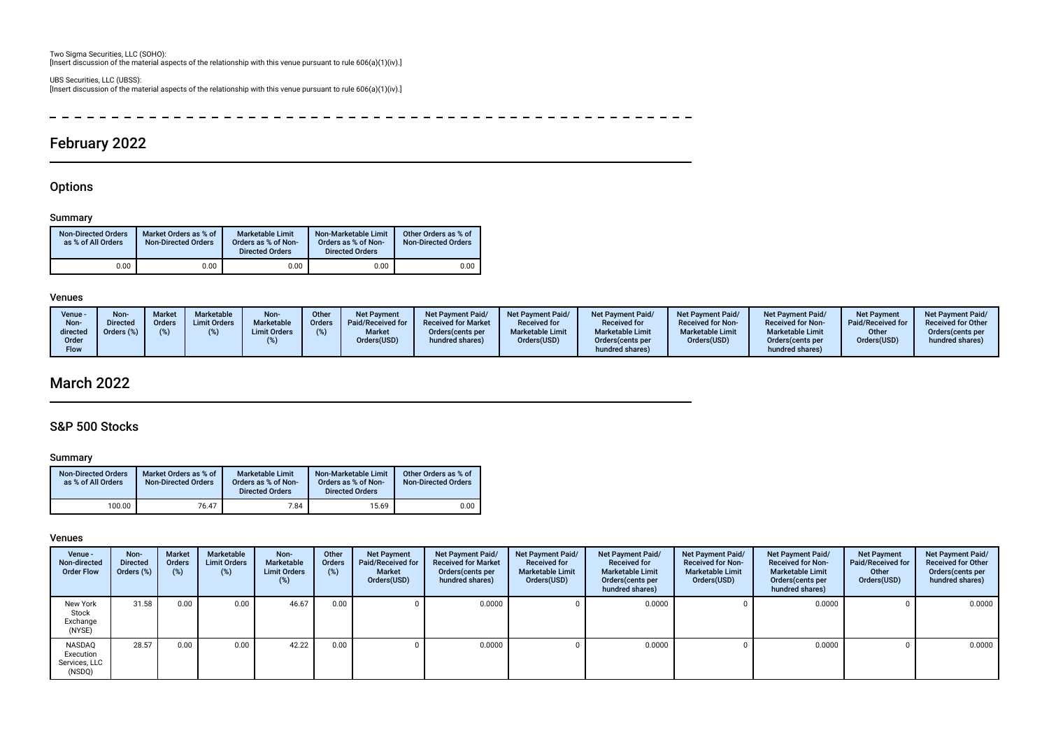Two Sigma Securities, LLC (SOHO):
[Insert discussion of the material aspects of the relationship with this venue pursuant to rule 606(a)(1)(iv).]

UBS Securities, LLC (UBSS):
[Insert discussion of the material aspects of the relationship with this venue pursuant to rule 606(a)(1)(iv).]

# February 2022

## Options

### Summary

| Non-Directed Orders as % of All Orders | Market Orders as % of Non-Directed Orders | Marketable Limit Orders as % of Non-Directed Orders | Non-Marketable Limit Orders as % of Non-Directed Orders | Other Orders as % of Non-Directed Orders |
|---|---|---|---|---|
| 0.00 | 0.00 | 0.00 | 0.00 | 0.00 |

### Venues

| Venue - Non-directed Order Flow | Non-Directed Orders (%) | Market Orders (%) | Marketable Limit Orders (%) | Non-Marketable Limit Orders (%) | Other Orders (%) | Net Payment Paid/Received for Market Orders(USD) | Net Payment Paid/ Received for Market Orders(cents per hundred shares) | Net Payment Paid/ Received for Marketable Limit Orders(USD) | Net Payment Paid/ Received for Marketable Limit Orders(cents per hundred shares) | Net Payment Paid/ Received for Non-Marketable Limit Orders(USD) | Net Payment Paid/ Received for Non-Marketable Limit Orders(cents per hundred shares) | Net Payment Paid/Received for Other Orders(USD) | Net Payment Paid/ Received for Other Orders(cents per hundred shares) |
|---|---|---|---|---|---|---|---|---|---|---|---|---|---|

# March 2022

## S&P 500 Stocks

### Summary

| Non-Directed Orders as % of All Orders | Market Orders as % of Non-Directed Orders | Marketable Limit Orders as % of Non-Directed Orders | Non-Marketable Limit Orders as % of Non-Directed Orders | Other Orders as % of Non-Directed Orders |
|---|---|---|---|---|
| 100.00 | 76.47 | 7.84 | 15.69 | 0.00 |

### Venues

| Venue - Non-directed Order Flow | Non-Directed Orders (%) | Market Orders (%) | Marketable Limit Orders (%) | Non-Marketable Limit Orders (%) | Other Orders (%) | Net Payment Paid/Received for Market Orders(USD) | Net Payment Paid/ Received for Market Orders(cents per hundred shares) | Net Payment Paid/ Received for Marketable Limit Orders(USD) | Net Payment Paid/ Received for Marketable Limit Orders(cents per hundred shares) | Net Payment Paid/ Received for Non-Marketable Limit Orders(USD) | Net Payment Paid/ Received for Non-Marketable Limit Orders(cents per hundred shares) | Net Payment Paid/Received for Other Orders(USD) | Net Payment Paid/ Received for Other Orders(cents per hundred shares) |
|---|---|---|---|---|---|---|---|---|---|---|---|---|---|
| New York Stock Exchange (NYSE) | 31.58 | 0.00 | 0.00 | 46.67 | 0.00 | 0 | 0.0000 | 0 | 0.0000 | 0 | 0.0000 | 0 | 0.0000 |
| NASDAQ Execution Services, LLC (NSDQ) | 28.57 | 0.00 | 0.00 | 42.22 | 0.00 | 0 | 0.0000 | 0 | 0.0000 | 0 | 0.0000 | 0 | 0.0000 |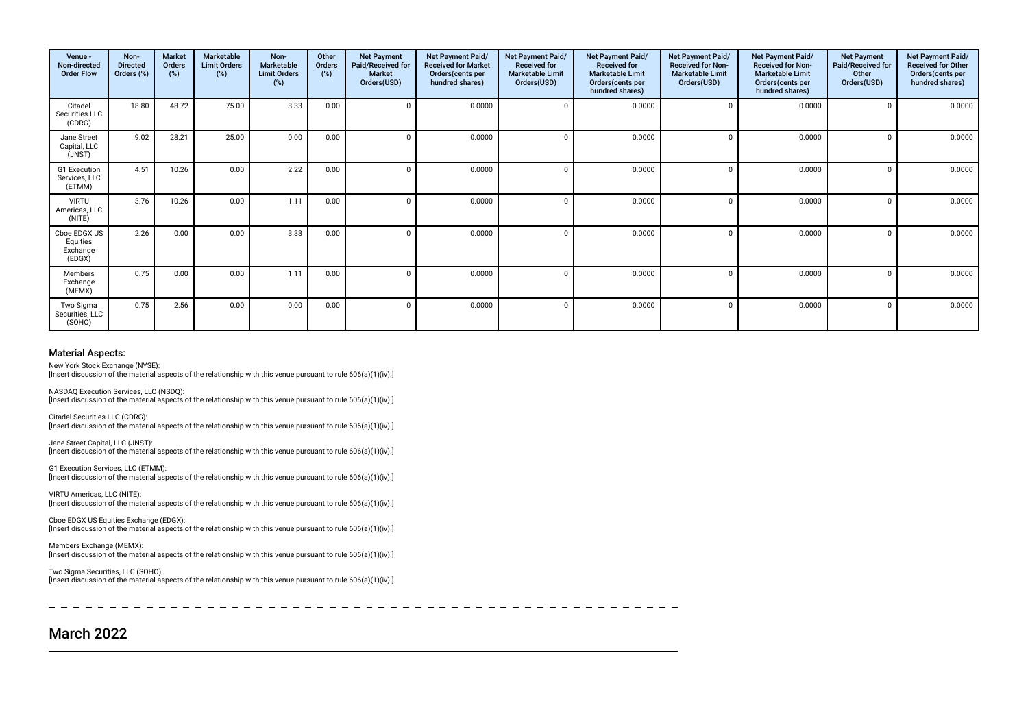| Venue - Non-directed Order Flow | Non-Directed Orders (%) | Market Orders (%) | Marketable Limit Orders (%) | Non-Marketable Limit Orders (%) | Other Orders (%) | Net Payment Paid/Received for Market Orders(USD) | Net Payment Paid/ Received for Market Orders(cents per hundred shares) | Net Payment Paid/ Received for Marketable Limit Orders(USD) | Net Payment Paid/ Received for Marketable Limit Orders(cents per hundred shares) | Net Payment Paid/ Received for Non-Marketable Limit Orders(USD) | Net Payment Paid/ Received for Non-Marketable Limit Orders(cents per hundred shares) | Net Payment Paid/Received for Other Orders(USD) | Net Payment Paid/ Received for Other Orders(cents per hundred shares) |
|---|---|---|---|---|---|---|---|---|---|---|---|---|---|
| Citadel Securities LLC (CDRG) | 18.80 | 48.72 | 75.00 | 3.33 | 0.00 | 0 | 0.0000 | 0 | 0.0000 | 0 | 0.0000 | 0 | 0.0000 |
| Jane Street Capital, LLC (JNST) | 9.02 | 28.21 | 25.00 | 0.00 | 0.00 | 0 | 0.0000 | 0 | 0.0000 | 0 | 0.0000 | 0 | 0.0000 |
| G1 Execution Services, LLC (ETMM) | 4.51 | 10.26 | 0.00 | 2.22 | 0.00 | 0 | 0.0000 | 0 | 0.0000 | 0 | 0.0000 | 0 | 0.0000 |
| VIRTU Americas, LLC (NITE) | 3.76 | 10.26 | 0.00 | 1.11 | 0.00 | 0 | 0.0000 | 0 | 0.0000 | 0 | 0.0000 | 0 | 0.0000 |
| Cboe EDGX US Equities Exchange (EDGX) | 2.26 | 0.00 | 0.00 | 3.33 | 0.00 | 0 | 0.0000 | 0 | 0.0000 | 0 | 0.0000 | 0 | 0.0000 |
| Members Exchange (MEMX) | 0.75 | 0.00 | 0.00 | 1.11 | 0.00 | 0 | 0.0000 | 0 | 0.0000 | 0 | 0.0000 | 0 | 0.0000 |
| Two Sigma Securities, LLC (SOHO) | 0.75 | 2.56 | 0.00 | 0.00 | 0.00 | 0 | 0.0000 | 0 | 0.0000 | 0 | 0.0000 | 0 | 0.0000 |

### Material Aspects:

New York Stock Exchange (NYSE):
[Insert discussion of the material aspects of the relationship with this venue pursuant to rule 606(a)(1)(iv).]

NASDAQ Execution Services, LLC (NSDQ):
[Insert discussion of the material aspects of the relationship with this venue pursuant to rule 606(a)(1)(iv).]

Citadel Securities LLC (CDRG):
[Insert discussion of the material aspects of the relationship with this venue pursuant to rule 606(a)(1)(iv).]

Jane Street Capital, LLC (JNST):
[Insert discussion of the material aspects of the relationship with this venue pursuant to rule 606(a)(1)(iv).]

G1 Execution Services, LLC (ETMM):
[Insert discussion of the material aspects of the relationship with this venue pursuant to rule 606(a)(1)(iv).]

VIRTU Americas, LLC (NITE):
[Insert discussion of the material aspects of the relationship with this venue pursuant to rule 606(a)(1)(iv).]

Cboe EDGX US Equities Exchange (EDGX):
[Insert discussion of the material aspects of the relationship with this venue pursuant to rule 606(a)(1)(iv).]

Members Exchange (MEMX):
[Insert discussion of the material aspects of the relationship with this venue pursuant to rule 606(a)(1)(iv).]

Two Sigma Securities, LLC (SOHO):
[Insert discussion of the material aspects of the relationship with this venue pursuant to rule 606(a)(1)(iv).]

## March 2022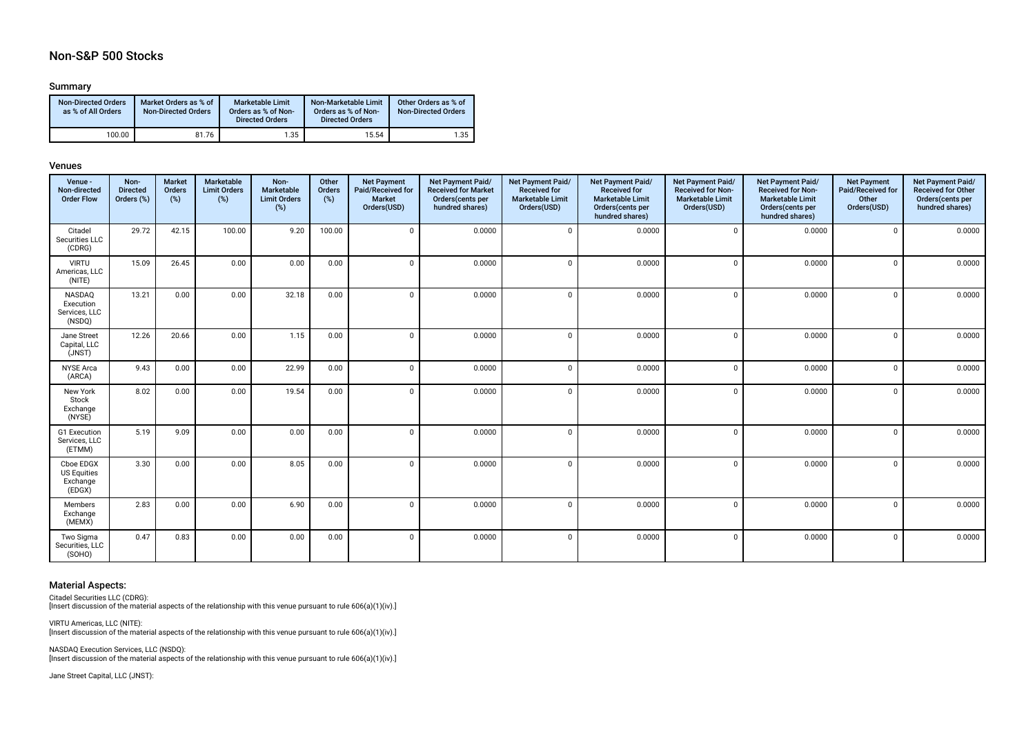## Non-S&P 500 Stocks

### Summary

| Non-Directed Orders as % of All Orders | Market Orders as % of Non-Directed Orders | Marketable Limit Orders as % of Non-Directed Orders | Non-Marketable Limit Orders as % of Non-Directed Orders | Other Orders as % of Non-Directed Orders |
|---|---|---|---|---|
| 100.00 | 81.76 | 1.35 | 15.54 | 1.35 |

### Venues

| Venue - Non-directed Order Flow | Non-Directed Orders (%) | Market Orders (%) | Marketable Limit Orders (%) | Non-Marketable Limit Orders (%) | Other Orders (%) | Net Payment Paid/Received for Market Orders(USD) | Net Payment Paid/ Received for Market Orders(cents per hundred shares) | Net Payment Paid/ Received for Marketable Limit Orders(USD) | Net Payment Paid/ Received for Marketable Limit Orders(cents per hundred shares) | Net Payment Paid/ Received for Non-Marketable Limit Orders(USD) | Net Payment Paid/ Received for Non-Marketable Limit Orders(cents per hundred shares) | Net Payment Paid/Received for Other Orders(USD) | Net Payment Paid/ Received for Other Orders(cents per hundred shares) |
|---|---|---|---|---|---|---|---|---|---|---|---|---|---|
| Citadel Securities LLC (CDRG) | 29.72 | 42.15 | 100.00 | 9.20 | 100.00 | 0 | 0.0000 | 0 | 0.0000 | 0 | 0.0000 | 0 | 0.0000 |
| VIRTU Americas, LLC (NITE) | 15.09 | 26.45 | 0.00 | 0.00 | 0.00 | 0 | 0.0000 | 0 | 0.0000 | 0 | 0.0000 | 0 | 0.0000 |
| NASDAQ Execution Services, LLC (NSDQ) | 13.21 | 0.00 | 0.00 | 32.18 | 0.00 | 0 | 0.0000 | 0 | 0.0000 | 0 | 0.0000 | 0 | 0.0000 |
| Jane Street Capital, LLC (JNST) | 12.26 | 20.66 | 0.00 | 1.15 | 0.00 | 0 | 0.0000 | 0 | 0.0000 | 0 | 0.0000 | 0 | 0.0000 |
| NYSE Arca (ARCA) | 9.43 | 0.00 | 0.00 | 22.99 | 0.00 | 0 | 0.0000 | 0 | 0.0000 | 0 | 0.0000 | 0 | 0.0000 |
| New York Stock Exchange (NYSE) | 8.02 | 0.00 | 0.00 | 19.54 | 0.00 | 0 | 0.0000 | 0 | 0.0000 | 0 | 0.0000 | 0 | 0.0000 |
| G1 Execution Services, LLC (ETMM) | 5.19 | 9.09 | 0.00 | 0.00 | 0.00 | 0 | 0.0000 | 0 | 0.0000 | 0 | 0.0000 | 0 | 0.0000 |
| Cboe EDGX US Equities Exchange (EDGX) | 3.30 | 0.00 | 0.00 | 8.05 | 0.00 | 0 | 0.0000 | 0 | 0.0000 | 0 | 0.0000 | 0 | 0.0000 |
| Members Exchange (MEMX) | 2.83 | 0.00 | 0.00 | 6.90 | 0.00 | 0 | 0.0000 | 0 | 0.0000 | 0 | 0.0000 | 0 | 0.0000 |
| Two Sigma Securities, LLC (SOHO) | 0.47 | 0.83 | 0.00 | 0.00 | 0.00 | 0 | 0.0000 | 0 | 0.0000 | 0 | 0.0000 | 0 | 0.0000 |

### Material Aspects:

Citadel Securities LLC (CDRG):
[Insert discussion of the material aspects of the relationship with this venue pursuant to rule 606(a)(1)(iv).]

VIRTU Americas, LLC (NITE):
[Insert discussion of the material aspects of the relationship with this venue pursuant to rule 606(a)(1)(iv).]

NASDAQ Execution Services, LLC (NSDQ):
[Insert discussion of the material aspects of the relationship with this venue pursuant to rule 606(a)(1)(iv).]

Jane Street Capital, LLC (JNST):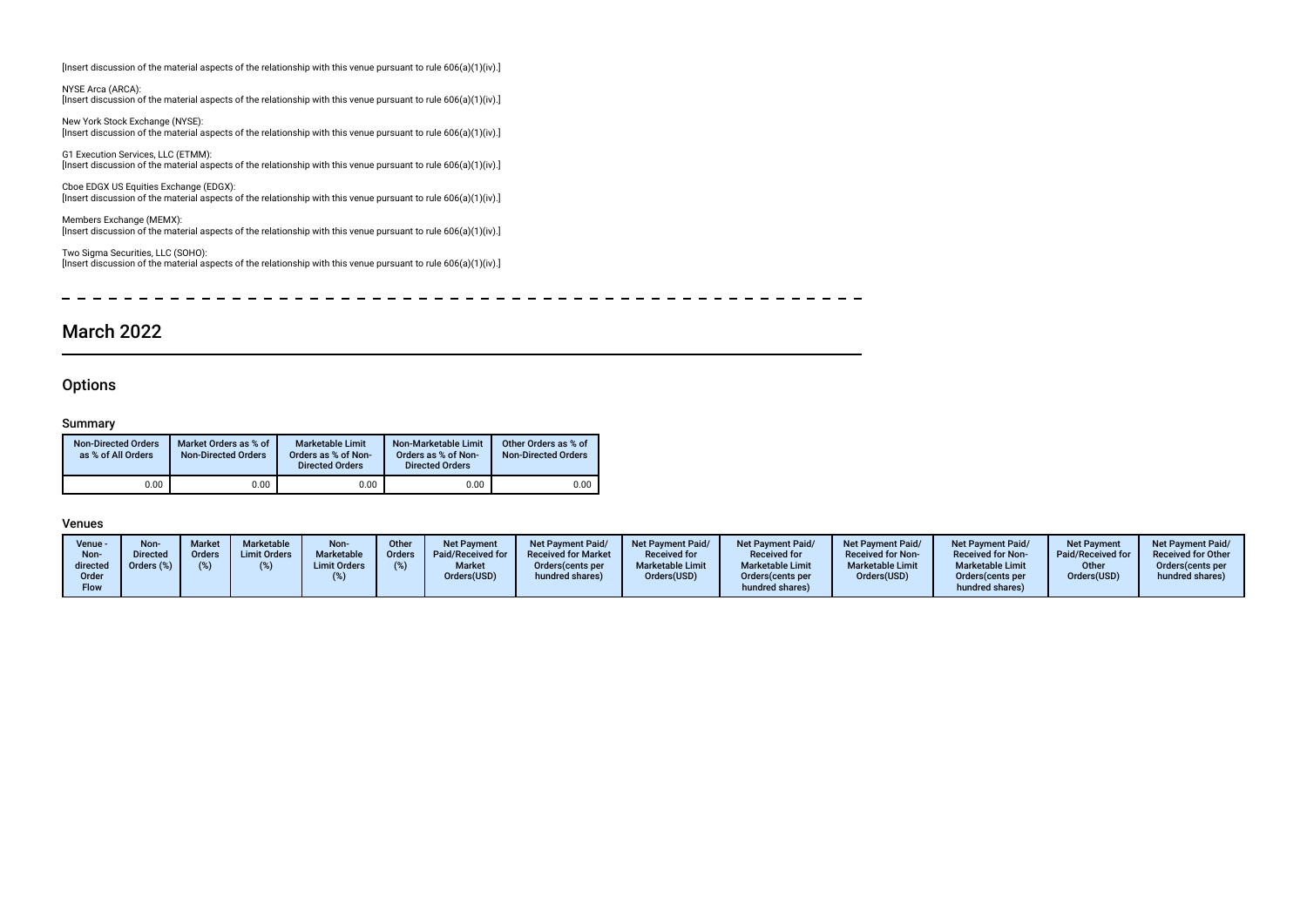[Insert discussion of the material aspects of the relationship with this venue pursuant to rule 606(a)(1)(iv).]

NYSE Arca (ARCA):
[Insert discussion of the material aspects of the relationship with this venue pursuant to rule 606(a)(1)(iv).]

New York Stock Exchange (NYSE):
[Insert discussion of the material aspects of the relationship with this venue pursuant to rule 606(a)(1)(iv).]

G1 Execution Services, LLC (ETMM):
[Insert discussion of the material aspects of the relationship with this venue pursuant to rule 606(a)(1)(iv).]

Cboe EDGX US Equities Exchange (EDGX):
[Insert discussion of the material aspects of the relationship with this venue pursuant to rule 606(a)(1)(iv).]

Members Exchange (MEMX):
[Insert discussion of the material aspects of the relationship with this venue pursuant to rule 606(a)(1)(iv).]

Two Sigma Securities, LLC (SOHO):
[Insert discussion of the material aspects of the relationship with this venue pursuant to rule 606(a)(1)(iv).]

## March 2022

### Options

#### Summary

| Non-Directed Orders as % of All Orders | Market Orders as % of Non-Directed Orders | Marketable Limit Orders as % of Non-Directed Orders | Non-Marketable Limit Orders as % of Non-Directed Orders | Other Orders as % of Non-Directed Orders |
|---|---|---|---|---|
| 0.00 | 0.00 | 0.00 | 0.00 | 0.00 |

#### Venues

| Venue - Non-directed Order Flow | Non-Directed Orders (%) | Market Orders (%) | Marketable Limit Orders (%) | Non-Marketable Limit Orders (%) | Other Orders (%) | Net Payment Paid/Received for Market Orders(USD) | Net Payment Paid/ Received for Market Orders(cents per hundred shares) | Net Payment Paid/ Received for Marketable Limit Orders(USD) | Net Payment Paid/ Received for Marketable Limit Orders(cents per hundred shares) | Net Payment Paid/ Received for Non-Marketable Limit Orders(USD) | Net Payment Paid/ Received for Non-Marketable Limit Orders(cents per hundred shares) | Net Payment Paid/Received for Other Orders(USD) | Net Payment Paid/ Received for Other Orders(cents per hundred shares) |
|---|---|---|---|---|---|---|---|---|---|---|---|---|---|